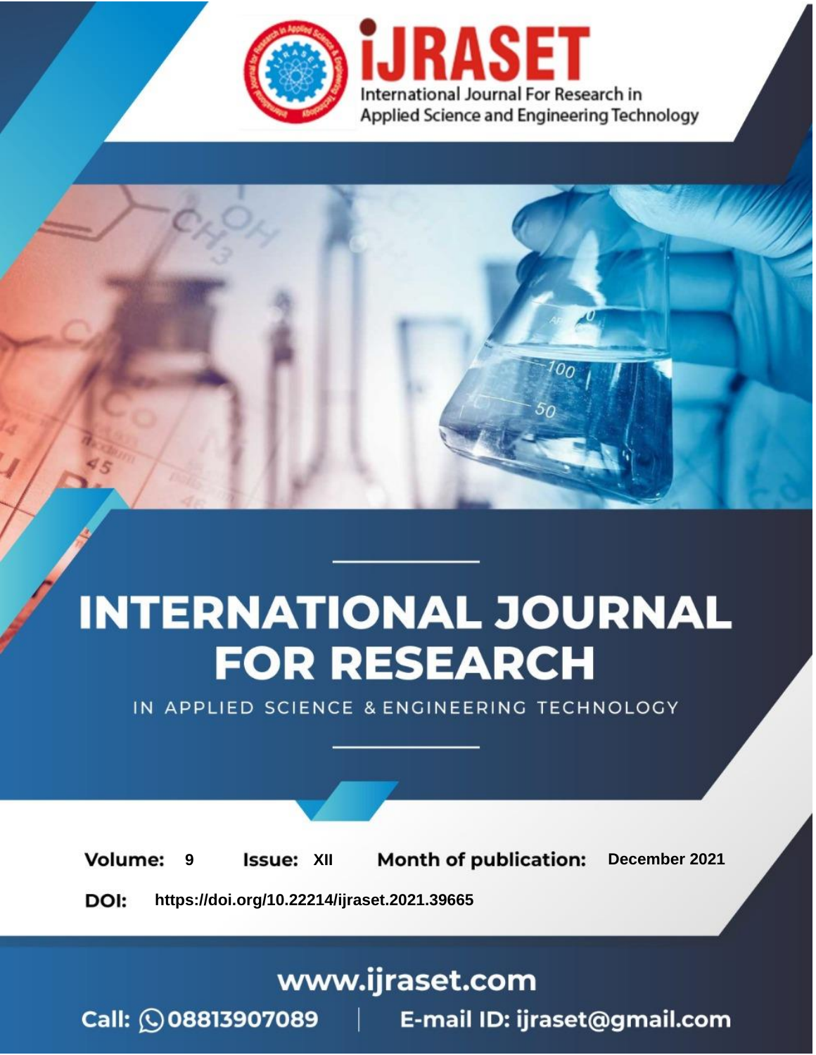# INTERNATIONAL JOURNAL FOR RESEARCH

IN APPLIED SCIENCE & ENGINEERING TECHNOLOGY

iJRASET International Journal For Research in Applied Science and Engineering Technology

**Volume:** 9 **Issue:** XII **Month of publication:** December 2021

**DOI:** https://doi.org/10.22214/ijraset.2021.39665

www.ijraset.com

Call: 08813907089 | E-mail ID: ijraset@gmail.com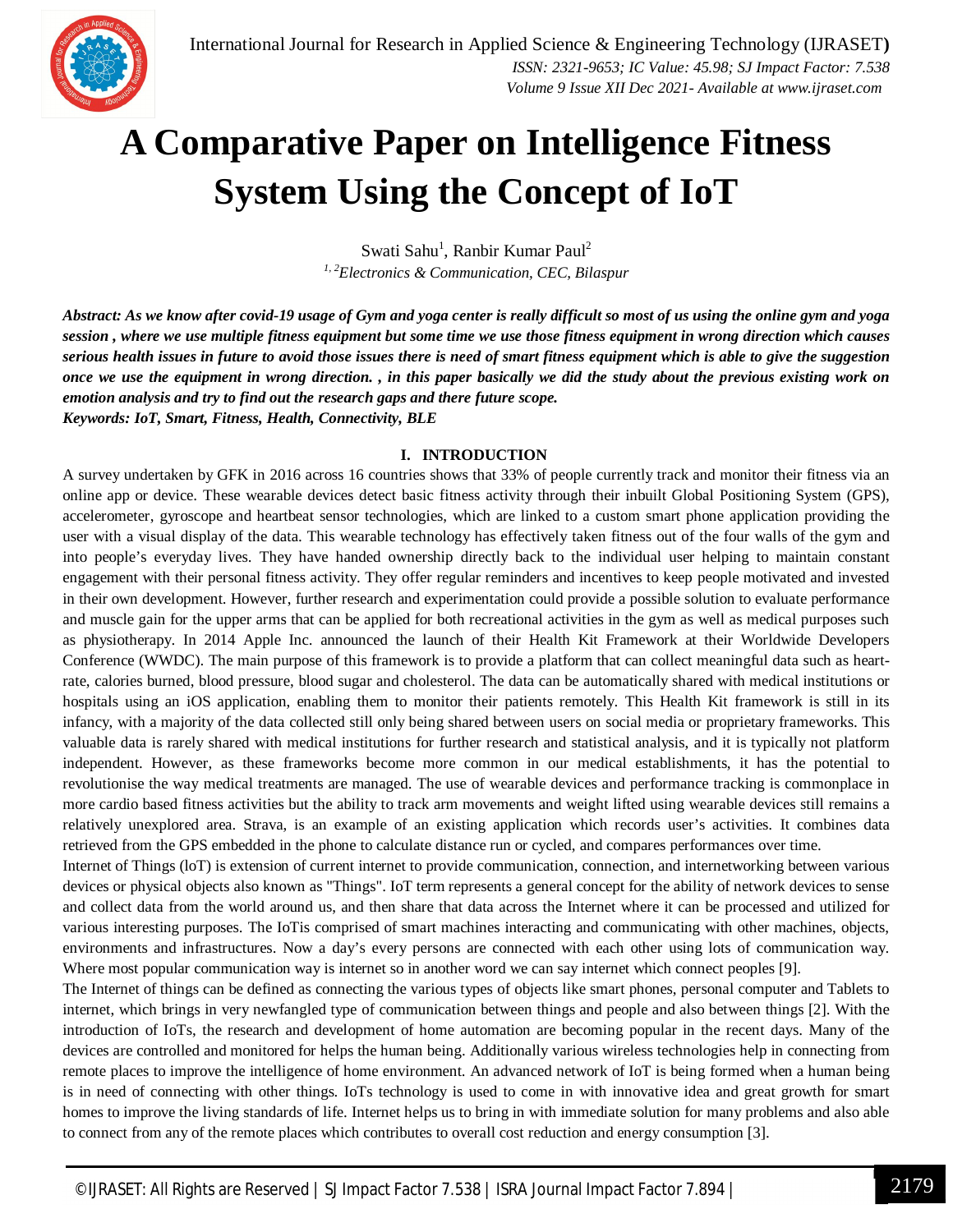# A Comparative Paper on Intelligence Fitness System Using the Concept of IoT

Swati Sahu[1], Ranbir Kumar Paul[2]

[1, 2]*Electronics & Communication, CEC, Bilaspur*

***Abstract:** As we know after covid-19 usage of Gym and yoga center is really difficult so most of us using the online gym and yoga session , where we use multiple fitness equipment but some time we use those fitness equipment in wrong direction which causes serious health issues in future to avoid those issues there is need of smart fitness equipment which is able to give the suggestion once we use the equipment in wrong direction. , in this paper basically we did the study about the previous existing work on emotion analysis and try to find out the research gaps and there future scope.*

***Keywords:** IoT, Smart, Fitness, Health, Connectivity, BLE*

## I. INTRODUCTION

A survey undertaken by GFK in 2016 across 16 countries shows that 33% of people currently track and monitor their fitness via an online app or device. These wearable devices detect basic fitness activity through their inbuilt Global Positioning System (GPS), accelerometer, gyroscope and heartbeat sensor technologies, which are linked to a custom smart phone application providing the user with a visual display of the data. This wearable technology has effectively taken fitness out of the four walls of the gym and into people's everyday lives. They have handed ownership directly back to the individual user helping to maintain constant engagement with their personal fitness activity. They offer regular reminders and incentives to keep people motivated and invested in their own development. However, further research and experimentation could provide a possible solution to evaluate performance and muscle gain for the upper arms that can be applied for both recreational activities in the gym as well as medical purposes such as physiotherapy. In 2014 Apple Inc. announced the launch of their Health Kit Framework at their Worldwide Developers Conference (WWDC). The main purpose of this framework is to provide a platform that can collect meaningful data such as heart-rate, calories burned, blood pressure, blood sugar and cholesterol. The data can be automatically shared with medical institutions or hospitals using an iOS application, enabling them to monitor their patients remotely. This Health Kit framework is still in its infancy, with a majority of the data collected still only being shared between users on social media or proprietary frameworks. This valuable data is rarely shared with medical institutions for further research and statistical analysis, and it is typically not platform independent. However, as these frameworks become more common in our medical establishments, it has the potential to revolutionise the way medical treatments are managed. The use of wearable devices and performance tracking is commonplace in more cardio based fitness activities but the ability to track arm movements and weight lifted using wearable devices still remains a relatively unexplored area. Strava, is an example of an existing application which records user's activities. It combines data retrieved from the GPS embedded in the phone to calculate distance run or cycled, and compares performances over time.

Internet of Things (loT) is extension of current internet to provide communication, connection, and internetworking between various devices or physical objects also known as "Things". IoT term represents a general concept for the ability of network devices to sense and collect data from the world around us, and then share that data across the Internet where it can be processed and utilized for various interesting purposes. The IoTis comprised of smart machines interacting and communicating with other machines, objects, environments and infrastructures. Now a day's every persons are connected with each other using lots of communication way. Where most popular communication way is internet so in another word we can say internet which connect peoples [9].

The Internet of things can be defined as connecting the various types of objects like smart phones, personal computer and Tablets to internet, which brings in very newfangled type of communication between things and people and also between things [2]. With the introduction of IoTs, the research and development of home automation are becoming popular in the recent days. Many of the devices are controlled and monitored for helps the human being. Additionally various wireless technologies help in connecting from remote places to improve the intelligence of home environment. An advanced network of IoT is being formed when a human being is in need of connecting with other things. IoTs technology is used to come in with innovative idea and great growth for smart homes to improve the living standards of life. Internet helps us to bring in with immediate solution for many problems and also able to connect from any of the remote places which contributes to overall cost reduction and energy consumption [3].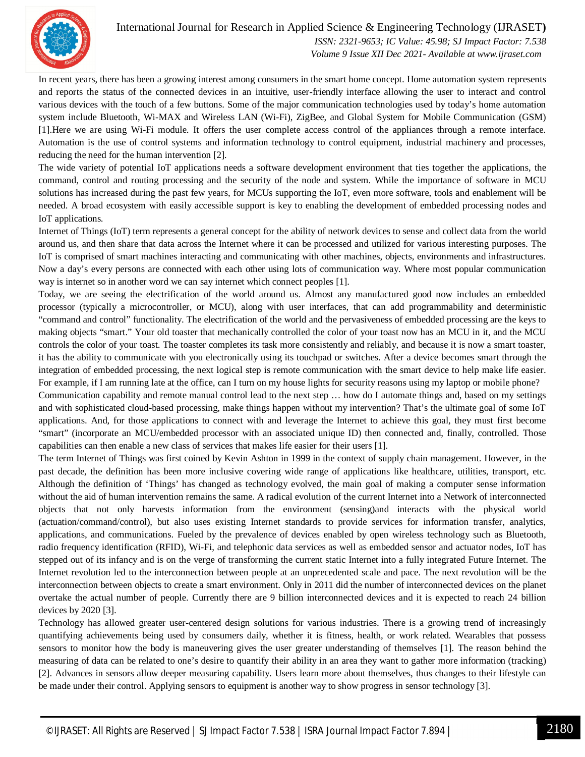In recent years, there has been a growing interest among consumers in the smart home concept. Home automation system represents and reports the status of the connected devices in an intuitive, user-friendly interface allowing the user to interact and control various devices with the touch of a few buttons. Some of the major communication technologies used by today's home automation system include Bluetooth, Wi-MAX and Wireless LAN (Wi-Fi), ZigBee, and Global System for Mobile Communication (GSM) [1].Here we are using Wi-Fi module. It offers the user complete access control of the appliances through a remote interface. Automation is the use of control systems and information technology to control equipment, industrial machinery and processes, reducing the need for the human intervention [2].

The wide variety of potential IoT applications needs a software development environment that ties together the applications, the command, control and routing processing and the security of the node and system. While the importance of software in MCU solutions has increased during the past few years, for MCUs supporting the IoT, even more software, tools and enablement will be needed. A broad ecosystem with easily accessible support is key to enabling the development of embedded processing nodes and IoT applications.

Internet of Things (IoT) term represents a general concept for the ability of network devices to sense and collect data from the world around us, and then share that data across the Internet where it can be processed and utilized for various interesting purposes. The IoT is comprised of smart machines interacting and communicating with other machines, objects, environments and infrastructures. Now a day's every persons are connected with each other using lots of communication way. Where most popular communication way is internet so in another word we can say internet which connect peoples [1].

Today, we are seeing the electrification of the world around us. Almost any manufactured good now includes an embedded processor (typically a microcontroller, or MCU), along with user interfaces, that can add programmability and deterministic "command and control" functionality. The electrification of the world and the pervasiveness of embedded processing are the keys to making objects "smart." Your old toaster that mechanically controlled the color of your toast now has an MCU in it, and the MCU controls the color of your toast. The toaster completes its task more consistently and reliably, and because it is now a smart toaster, it has the ability to communicate with you electronically using its touchpad or switches. After a device becomes smart through the integration of embedded processing, the next logical step is remote communication with the smart device to help make life easier. For example, if I am running late at the office, can I turn on my house lights for security reasons using my laptop or mobile phone?

Communication capability and remote manual control lead to the next step … how do I automate things and, based on my settings and with sophisticated cloud-based processing, make things happen without my intervention? That's the ultimate goal of some IoT applications. And, for those applications to connect with and leverage the Internet to achieve this goal, they must first become "smart" (incorporate an MCU/embedded processor with an associated unique ID) then connected and, finally, controlled. Those capabilities can then enable a new class of services that makes life easier for their users [1].

The term Internet of Things was first coined by Kevin Ashton in 1999 in the context of supply chain management. However, in the past decade, the definition has been more inclusive covering wide range of applications like healthcare, utilities, transport, etc. Although the definition of 'Things' has changed as technology evolved, the main goal of making a computer sense information without the aid of human intervention remains the same. A radical evolution of the current Internet into a Network of interconnected objects that not only harvests information from the environment (sensing)and interacts with the physical world (actuation/command/control), but also uses existing Internet standards to provide services for information transfer, analytics, applications, and communications. Fueled by the prevalence of devices enabled by open wireless technology such as Bluetooth, radio frequency identification (RFID), Wi-Fi, and telephonic data services as well as embedded sensor and actuator nodes, IoT has stepped out of its infancy and is on the verge of transforming the current static Internet into a fully integrated Future Internet. The Internet revolution led to the interconnection between people at an unprecedented scale and pace. The next revolution will be the interconnection between objects to create a smart environment. Only in 2011 did the number of interconnected devices on the planet overtake the actual number of people. Currently there are 9 billion interconnected devices and it is expected to reach 24 billion devices by 2020 [3].

Technology has allowed greater user-centered design solutions for various industries. There is a growing trend of increasingly quantifying achievements being used by consumers daily, whether it is fitness, health, or work related. Wearables that possess sensors to monitor how the body is maneuvering gives the user greater understanding of themselves [1]. The reason behind the measuring of data can be related to one's desire to quantify their ability in an area they want to gather more information (tracking) [2]. Advances in sensors allow deeper measuring capability. Users learn more about themselves, thus changes to their lifestyle can be made under their control. Applying sensors to equipment is another way to show progress in sensor technology [3].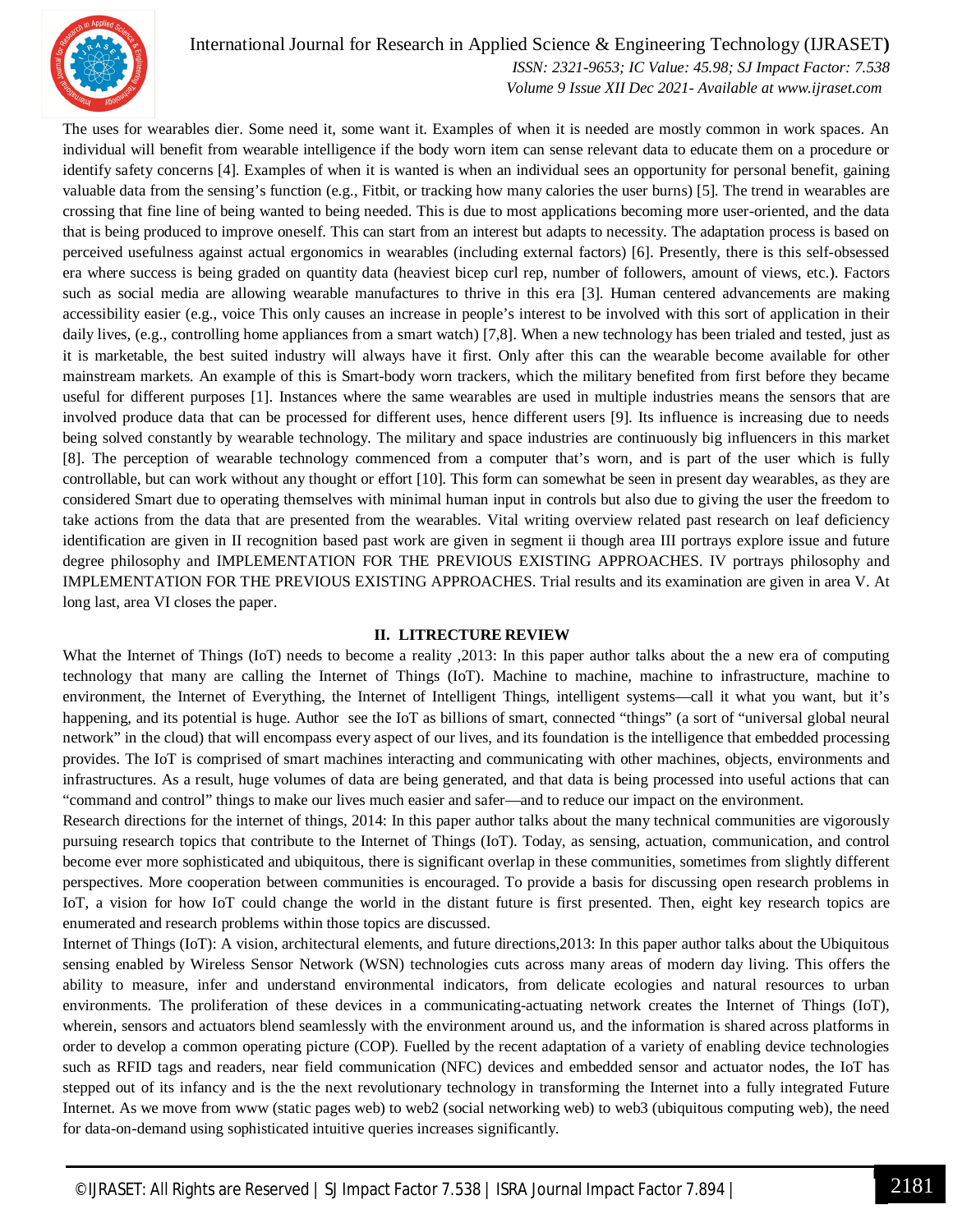The uses for wearables dier. Some need it, some want it. Examples of when it is needed are mostly common in work spaces. An individual will benefit from wearable intelligence if the body worn item can sense relevant data to educate them on a procedure or identify safety concerns [4]. Examples of when it is wanted is when an individual sees an opportunity for personal benefit, gaining valuable data from the sensing's function (e.g., Fitbit, or tracking how many calories the user burns) [5]. The trend in wearables are crossing that fine line of being wanted to being needed. This is due to most applications becoming more user-oriented, and the data that is being produced to improve oneself. This can start from an interest but adapts to necessity. The adaptation process is based on perceived usefulness against actual ergonomics in wearables (including external factors) [6]. Presently, there is this self-obsessed era where success is being graded on quantity data (heaviest bicep curl rep, number of followers, amount of views, etc.). Factors such as social media are allowing wearable manufactures to thrive in this era [3]. Human centered advancements are making accessibility easier (e.g., voice This only causes an increase in people's interest to be involved with this sort of application in their daily lives, (e.g., controlling home appliances from a smart watch) [7,8]. When a new technology has been trialed and tested, just as it is marketable, the best suited industry will always have it first. Only after this can the wearable become available for other mainstream markets. An example of this is Smart-body worn trackers, which the military benefited from first before they became useful for different purposes [1]. Instances where the same wearables are used in multiple industries means the sensors that are involved produce data that can be processed for different uses, hence different users [9]. Its influence is increasing due to needs being solved constantly by wearable technology. The military and space industries are continuously big influencers in this market [8]. The perception of wearable technology commenced from a computer that's worn, and is part of the user which is fully controllable, but can work without any thought or effort [10]. This form can somewhat be seen in present day wearables, as they are considered Smart due to operating themselves with minimal human input in controls but also due to giving the user the freedom to take actions from the data that are presented from the wearables. Vital writing overview related past research on leaf deficiency identification are given in II recognition based past work are given in segment ii though area III portrays explore issue and future degree philosophy and IMPLEMENTATION FOR THE PREVIOUS EXISTING APPROACHES. IV portrays philosophy and IMPLEMENTATION FOR THE PREVIOUS EXISTING APPROACHES. Trial results and its examination are given in area V. At long last, area VI closes the paper.

## II. LITRECTURE REVIEW

What the Internet of Things (IoT) needs to become a reality ,2013: In this paper author talks about the a new era of computing technology that many are calling the Internet of Things (IoT). Machine to machine, machine to infrastructure, machine to environment, the Internet of Everything, the Internet of Intelligent Things, intelligent systems—call it what you want, but it's happening, and its potential is huge. Author see the IoT as billions of smart, connected "things" (a sort of "universal global neural network" in the cloud) that will encompass every aspect of our lives, and its foundation is the intelligence that embedded processing provides. The IoT is comprised of smart machines interacting and communicating with other machines, objects, environments and infrastructures. As a result, huge volumes of data are being generated, and that data is being processed into useful actions that can "command and control" things to make our lives much easier and safer—and to reduce our impact on the environment.

Research directions for the internet of things, 2014: In this paper author talks about the many technical communities are vigorously pursuing research topics that contribute to the Internet of Things (IoT). Today, as sensing, actuation, communication, and control become ever more sophisticated and ubiquitous, there is significant overlap in these communities, sometimes from slightly different perspectives. More cooperation between communities is encouraged. To provide a basis for discussing open research problems in IoT, a vision for how IoT could change the world in the distant future is first presented. Then, eight key research topics are enumerated and research problems within those topics are discussed.

Internet of Things (IoT): A vision, architectural elements, and future directions,2013: In this paper author talks about the Ubiquitous sensing enabled by Wireless Sensor Network (WSN) technologies cuts across many areas of modern day living. This offers the ability to measure, infer and understand environmental indicators, from delicate ecologies and natural resources to urban environments. The proliferation of these devices in a communicating-actuating network creates the Internet of Things (IoT), wherein, sensors and actuators blend seamlessly with the environment around us, and the information is shared across platforms in order to develop a common operating picture (COP). Fuelled by the recent adaptation of a variety of enabling device technologies such as RFID tags and readers, near field communication (NFC) devices and embedded sensor and actuator nodes, the IoT has stepped out of its infancy and is the the next revolutionary technology in transforming the Internet into a fully integrated Future Internet. As we move from www (static pages web) to web2 (social networking web) to web3 (ubiquitous computing web), the need for data-on-demand using sophisticated intuitive queries increases significantly.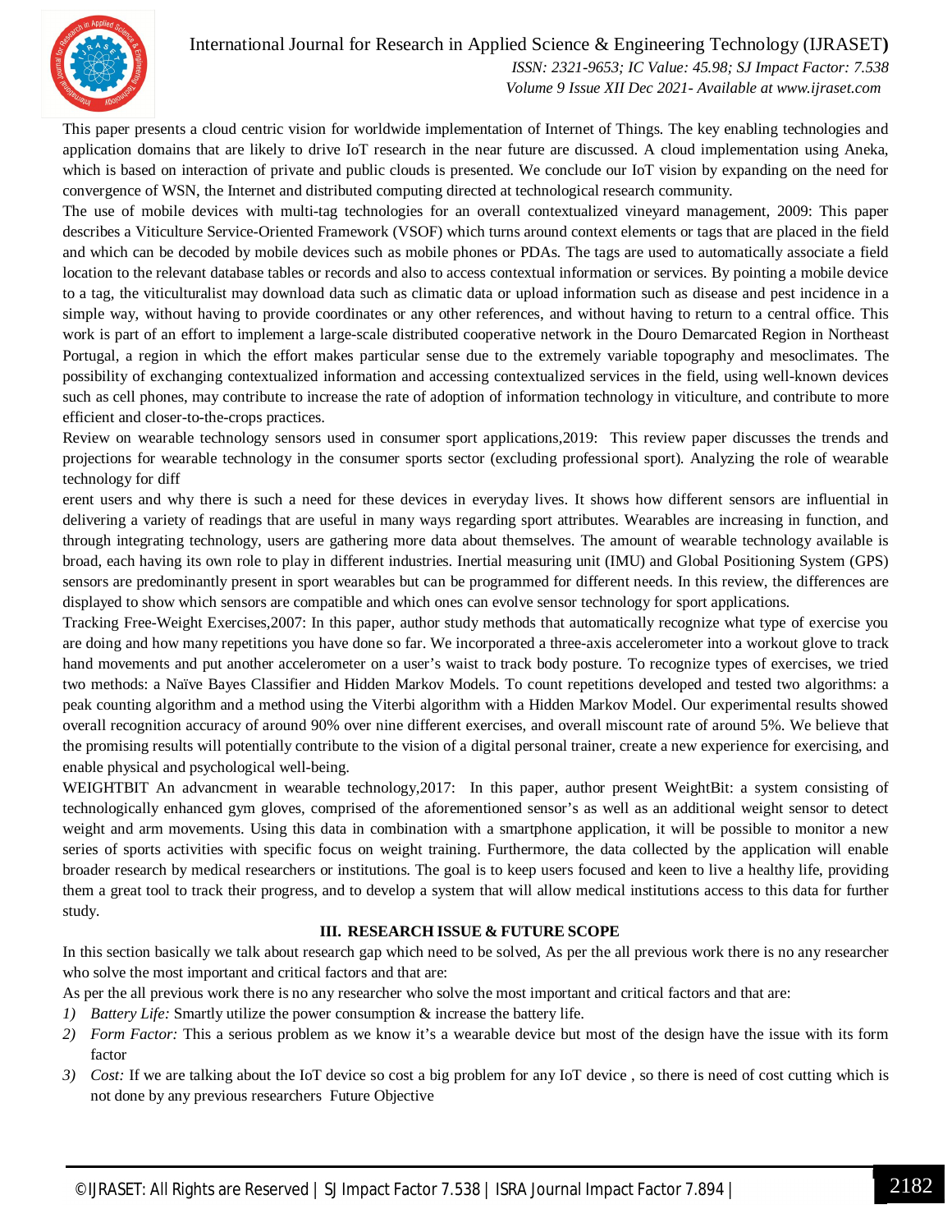This paper presents a cloud centric vision for worldwide implementation of Internet of Things. The key enabling technologies and application domains that are likely to drive IoT research in the near future are discussed. A cloud implementation using Aneka, which is based on interaction of private and public clouds is presented. We conclude our IoT vision by expanding on the need for convergence of WSN, the Internet and distributed computing directed at technological research community.

The use of mobile devices with multi-tag technologies for an overall contextualized vineyard management, 2009: This paper describes a Viticulture Service-Oriented Framework (VSOF) which turns around context elements or tags that are placed in the field and which can be decoded by mobile devices such as mobile phones or PDAs. The tags are used to automatically associate a field location to the relevant database tables or records and also to access contextual information or services. By pointing a mobile device to a tag, the viticulturalist may download data such as climatic data or upload information such as disease and pest incidence in a simple way, without having to provide coordinates or any other references, and without having to return to a central office. This work is part of an effort to implement a large-scale distributed cooperative network in the Douro Demarcated Region in Northeast Portugal, a region in which the effort makes particular sense due to the extremely variable topography and mesoclimates. The possibility of exchanging contextualized information and accessing contextualized services in the field, using well-known devices such as cell phones, may contribute to increase the rate of adoption of information technology in viticulture, and contribute to more efficient and closer-to-the-crops practices.

Review on wearable technology sensors used in consumer sport applications,2019: This review paper discusses the trends and projections for wearable technology in the consumer sports sector (excluding professional sport). Analyzing the role of wearable technology for diff

erent users and why there is such a need for these devices in everyday lives. It shows how different sensors are influential in delivering a variety of readings that are useful in many ways regarding sport attributes. Wearables are increasing in function, and through integrating technology, users are gathering more data about themselves. The amount of wearable technology available is broad, each having its own role to play in different industries. Inertial measuring unit (IMU) and Global Positioning System (GPS) sensors are predominantly present in sport wearables but can be programmed for different needs. In this review, the differences are displayed to show which sensors are compatible and which ones can evolve sensor technology for sport applications.

Tracking Free-Weight Exercises,2007: In this paper, author study methods that automatically recognize what type of exercise you are doing and how many repetitions you have done so far. We incorporated a three-axis accelerometer into a workout glove to track hand movements and put another accelerometer on a user's waist to track body posture. To recognize types of exercises, we tried two methods: a Naïve Bayes Classifier and Hidden Markov Models. To count repetitions developed and tested two algorithms: a peak counting algorithm and a method using the Viterbi algorithm with a Hidden Markov Model. Our experimental results showed overall recognition accuracy of around 90% over nine different exercises, and overall miscount rate of around 5%. We believe that the promising results will potentially contribute to the vision of a digital personal trainer, create a new experience for exercising, and enable physical and psychological well-being.

WEIGHTBIT An advancment in wearable technology,2017: In this paper, author present WeightBit: a system consisting of technologically enhanced gym gloves, comprised of the aforementioned sensor's as well as an additional weight sensor to detect weight and arm movements. Using this data in combination with a smartphone application, it will be possible to monitor a new series of sports activities with specific focus on weight training. Furthermore, the data collected by the application will enable broader research by medical researchers or institutions. The goal is to keep users focused and keen to live a healthy life, providing them a great tool to track their progress, and to develop a system that will allow medical institutions access to this data for further study.

## III. RESEARCH ISSUE & FUTURE SCOPE

In this section basically we talk about research gap which need to be solved, As per the all previous work there is no any researcher who solve the most important and critical factors and that are:

As per the all previous work there is no any researcher who solve the most important and critical factors and that are:

1) *Battery Life:* Smartly utilize the power consumption & increase the battery life.
2) *Form Factor:* This a serious problem as we know it's a wearable device but most of the design have the issue with its form factor
3) *Cost:* If we are talking about the IoT device so cost a big problem for any IoT device , so there is need of cost cutting which is not done by any previous researchers Future Objective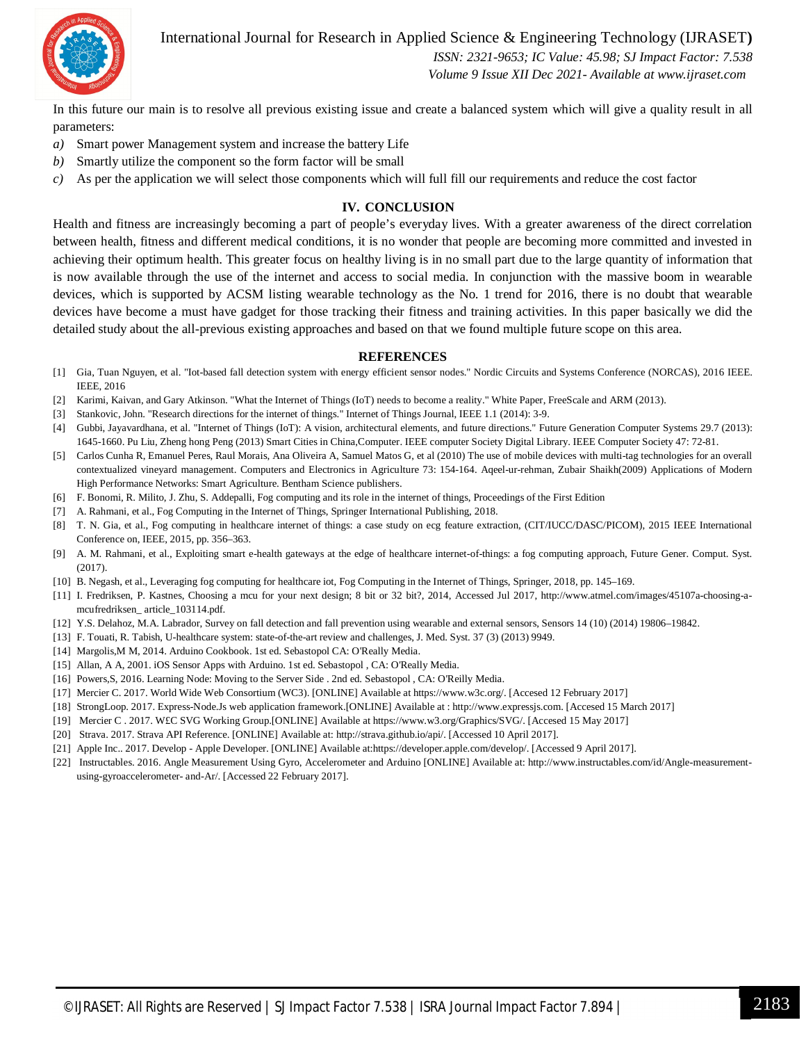In this future our main is to resolve all previous existing issue and create a balanced system which will give a quality result in all parameters:

*a)* Smart power Management system and increase the battery Life
*b)* Smartly utilize the component so the form factor will be small
*c)* As per the application we will select those components which will full fill our requirements and reduce the cost factor

## IV. CONCLUSION

Health and fitness are increasingly becoming a part of people's everyday lives. With a greater awareness of the direct correlation between health, fitness and different medical conditions, it is no wonder that people are becoming more committed and invested in achieving their optimum health. This greater focus on healthy living is in no small part due to the large quantity of information that is now available through the use of the internet and access to social media. In conjunction with the massive boom in wearable devices, which is supported by ACSM listing wearable technology as the No. 1 trend for 2016, there is no doubt that wearable devices have become a must have gadget for those tracking their fitness and training activities. In this paper basically we did the detailed study about the all-previous existing approaches and based on that we found multiple future scope on this area.

## REFERENCES

[1] Gia, Tuan Nguyen, et al. "Iot-based fall detection system with energy efficient sensor nodes." Nordic Circuits and Systems Conference (NORCAS), 2016 IEEE. IEEE, 2016

[2] Karimi, Kaivan, and Gary Atkinson. "What the Internet of Things (IoT) needs to become a reality." White Paper, FreeScale and ARM (2013).

[3] Stankovic, John. "Research directions for the internet of things." Internet of Things Journal, IEEE 1.1 (2014): 3-9.

[4] Gubbi, Jayavardhana, et al. "Internet of Things (IoT): A vision, architectural elements, and future directions." Future Generation Computer Systems 29.7 (2013): 1645-1660. Pu Liu, Zheng hong Peng (2013) Smart Cities in China,Computer. IEEE computer Society Digital Library. IEEE Computer Society 47: 72-81.

[5] Carlos Cunha R, Emanuel Peres, Raul Morais, Ana Oliveira A, Samuel Matos G, et al (2010) The use of mobile devices with multi-tag technologies for an overall contextualized vineyard management. Computers and Electronics in Agriculture 73: 154-164. Aqeel-ur-rehman, Zubair Shaikh(2009) Applications of Modern High Performance Networks: Smart Agriculture. Bentham Science publishers.

[6] F. Bonomi, R. Milito, J. Zhu, S. Addepalli, Fog computing and its role in the internet of things, Proceedings of the First Edition

[7] A. Rahmani, et al., Fog Computing in the Internet of Things, Springer International Publishing, 2018.

[8] T. N. Gia, et al., Fog computing in healthcare internet of things: a case study on ecg feature extraction, (CIT/IUCC/DASC/PICOM), 2015 IEEE International Conference on, IEEE, 2015, pp. 356–363.

[9] A. M. Rahmani, et al., Exploiting smart e-health gateways at the edge of healthcare internet-of-things: a fog computing approach, Future Gener. Comput. Syst. (2017).

[10] B. Negash, et al., Leveraging fog computing for healthcare iot, Fog Computing in the Internet of Things, Springer, 2018, pp. 145–169.

[11] I. Fredriksen, P. Kastnes, Choosing a mcu for your next design; 8 bit or 32 bit?, 2014, Accessed Jul 2017, http://www.atmel.com/images/45107a-choosing-a-mcufredriksen_ article_103114.pdf.

[12] Y.S. Delahoz, M.A. Labrador, Survey on fall detection and fall prevention using wearable and external sensors, Sensors 14 (10) (2014) 19806–19842.

[13] F. Touati, R. Tabish, U-healthcare system: state-of-the-art review and challenges, J. Med. Syst. 37 (3) (2013) 9949.

[14] Margolis,M M, 2014. Arduino Cookbook. 1st ed. Sebastopol CA: O'Really Media.

[15] Allan, A A, 2001. iOS Sensor Apps with Arduino. 1st ed. Sebastopol , CA: O'Really Media.

[16] Powers,S, 2016. Learning Node: Moving to the Server Side . 2nd ed. Sebastopol , CA: O'Reilly Media.

[17] Mercier C. 2017. World Wide Web Consortium (WC3). [ONLINE] Available at https://www.w3c.org/. [Accesed 12 February 2017]

[18] StrongLoop. 2017. Express-Node.Js web application framework.[ONLINE] Available at : http://www.expressjs.com. [Accesed 15 March 2017]

[19] Mercier C . 2017. W£C SVG Working Group.[ONLINE] Available at https://www.w3.org/Graphics/SVG/. [Accesed 15 May 2017]

[20] Strava. 2017. Strava API Reference. [ONLINE] Available at: http://strava.github.io/api/. [Accessed 10 April 2017].

[21] Apple Inc.. 2017. Develop - Apple Developer. [ONLINE] Available at:https://developer.apple.com/develop/. [Accessed 9 April 2017].

[22] Instructables. 2016. Angle Measurement Using Gyro, Accelerometer and Arduino [ONLINE] Available at: http://www.instructables.com/id/Angle-measurement-using-gyroaccelerometer- and-Ar/. [Accessed 22 February 2017].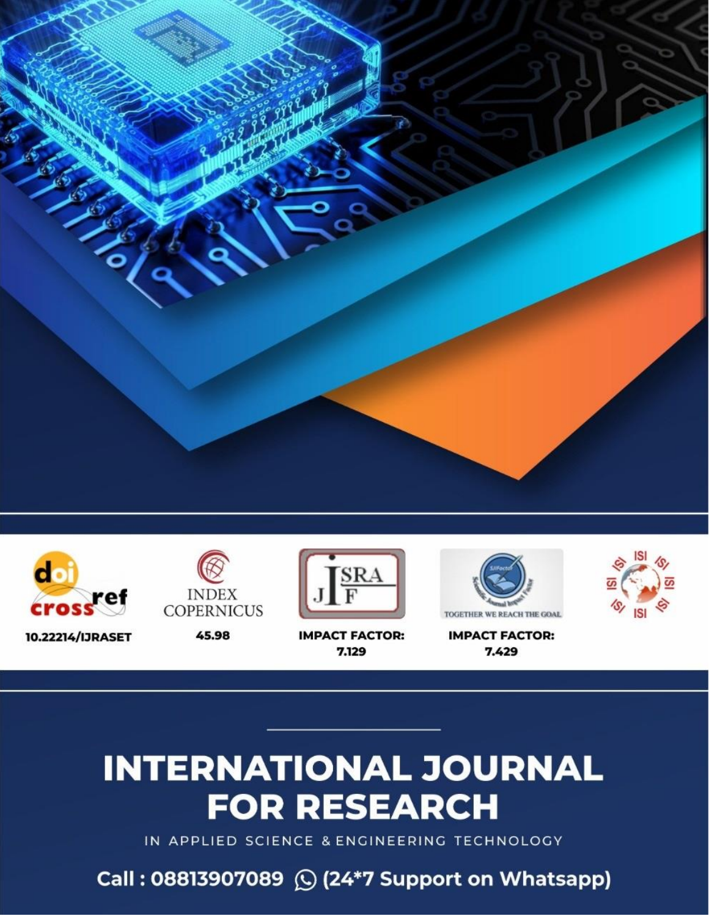10.22214/IJRASET

INDEX COPERNICUS

45.98

IMPACT FACTOR: 7.129

TOGETHER WE REACH THE GOAL

IMPACT FACTOR: 7.429

# INTERNATIONAL JOURNAL FOR RESEARCH

IN APPLIED SCIENCE & ENGINEERING TECHNOLOGY

**Call : 08813907089 (24*7 Support on Whatsapp)**